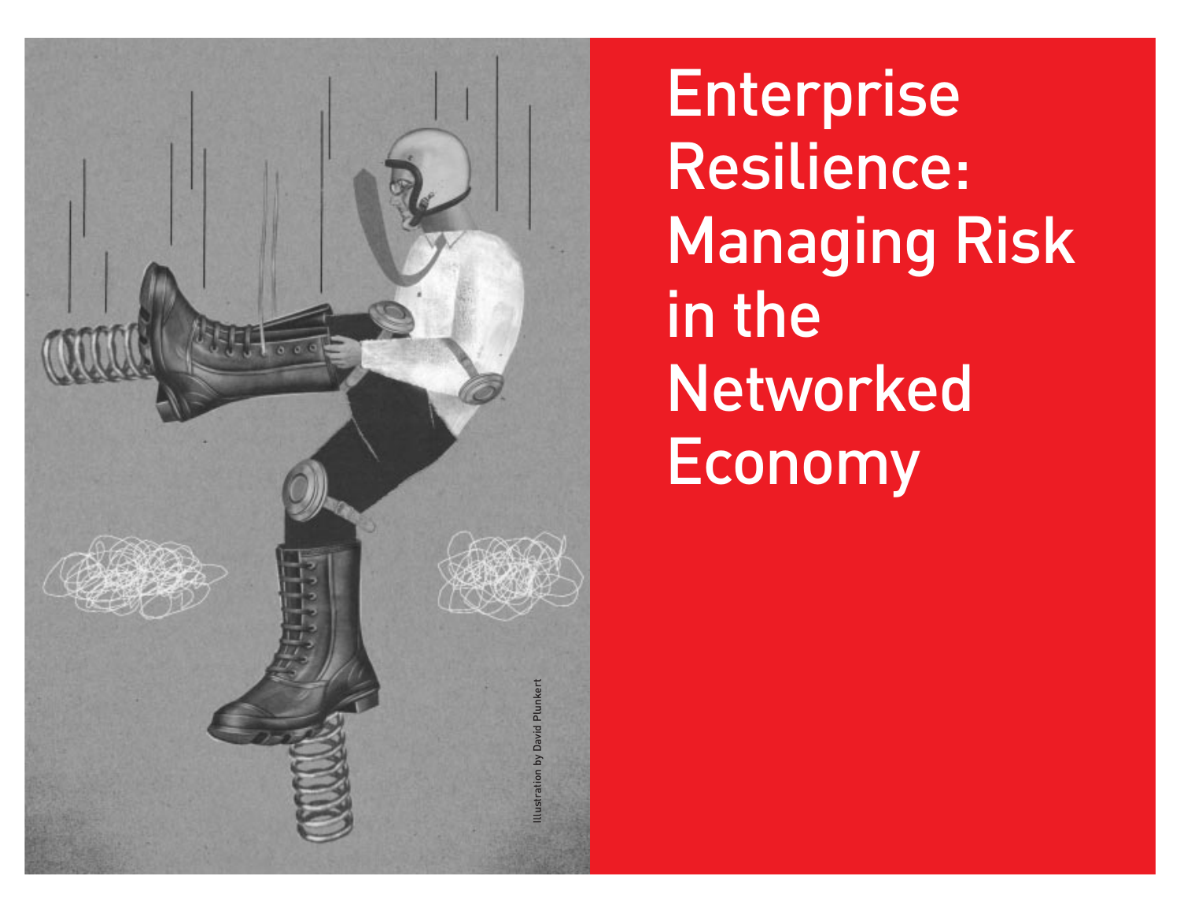# Enterprise Resilience: Managing Risk in the Networked Economy

Illustration by David Plunkert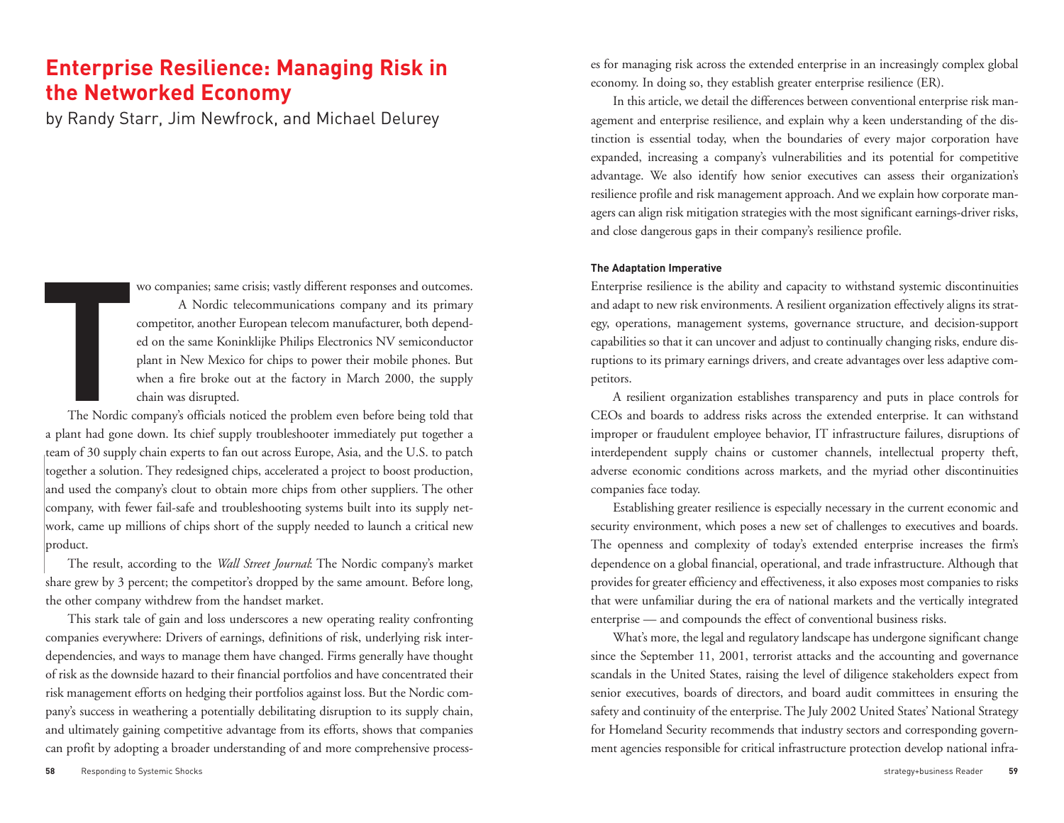# Enterprise Resilience: Managing Risk in the Networked Economy

by Randy Starr, Jim Newfrock, and Michael Delurey

Two companies; same crisis; vastly different responses and outcomes.

A Nordic telecommunications company and its primary competitor, another European telecom manufacturer, both depended on the same Koninklijke Philips Electronics NV semiconductor plant in New Mexico for chips to power their mobile phones. But when a fire broke out at the factory in March 2000, the supply chain was disrupted.

The Nordic company's officials noticed the problem even before being told that a plant had gone down. Its chief supply troubleshooter immediately put together a team of 30 supply chain experts to fan out across Europe, Asia, and the U.S. to patch together a solution. They redesigned chips, accelerated a project to boost production, and used the company's clout to obtain more chips from other suppliers. The other company, with fewer fail-safe and troubleshooting systems built into its supply network, came up millions of chips short of the supply needed to launch a critical new product.

The result, according to the *Wall Street Journal*: The Nordic company's market share grew by 3 percent; the competitor's dropped by the same amount. Before long, the other company withdrew from the handset market.

This stark tale of gain and loss underscores a new operating reality confronting companies everywhere: Drivers of earnings, definitions of risk, underlying risk interdependencies, and ways to manage them have changed. Firms generally have thought of risk as the downside hazard to their financial portfolios and have concentrated their risk management efforts on hedging their portfolios against loss. But the Nordic company's success in weathering a potentially debilitating disruption to its supply chain, and ultimately gaining competitive advantage from its efforts, shows that companies can profit by adopting a broader understanding of and more comprehensive processes for managing risk across the extended enterprise in an increasingly complex global economy. In doing so, they establish greater enterprise resilience (ER).

In this article, we detail the differences between conventional enterprise risk management and enterprise resilience, and explain why a keen understanding of the distinction is essential today, when the boundaries of every major corporation have expanded, increasing a company's vulnerabilities and its potential for competitive advantage. We also identify how senior executives can assess their organization's resilience profile and risk management approach. And we explain how corporate managers can align risk mitigation strategies with the most significant earnings-driver risks, and close dangerous gaps in their company's resilience profile.

#### The Adaptation Imperative

Enterprise resilience is the ability and capacity to withstand systemic discontinuities and adapt to new risk environments. A resilient organization effectively aligns its strategy, operations, management systems, governance structure, and decision-support capabilities so that it can uncover and adjust to continually changing risks, endure disruptions to its primary earnings drivers, and create advantages over less adaptive competitors.

A resilient organization establishes transparency and puts in place controls for CEOs and boards to address risks across the extended enterprise. It can withstand improper or fraudulent employee behavior, IT infrastructure failures, disruptions of interdependent supply chains or customer channels, intellectual property theft, adverse economic conditions across markets, and the myriad other discontinuities companies face today.

Establishing greater resilience is especially necessary in the current economic and security environment, which poses a new set of challenges to executives and boards. The openness and complexity of today's extended enterprise increases the firm's dependence on a global financial, operational, and trade infrastructure. Although that provides for greater efficiency and effectiveness, it also exposes most companies to risks that were unfamiliar during the era of national markets and the vertically integrated enterprise — and compounds the effect of conventional business risks.

What's more, the legal and regulatory landscape has undergone significant change since the September 11, 2001, terrorist attacks and the accounting and governance scandals in the United States, raising the level of diligence stakeholders expect from senior executives, boards of directors, and board audit committees in ensuring the safety and continuity of the enterprise. The July 2002 United States' National Strategy for Homeland Security recommends that industry sectors and corresponding government agencies responsible for critical infrastructure protection develop national infra-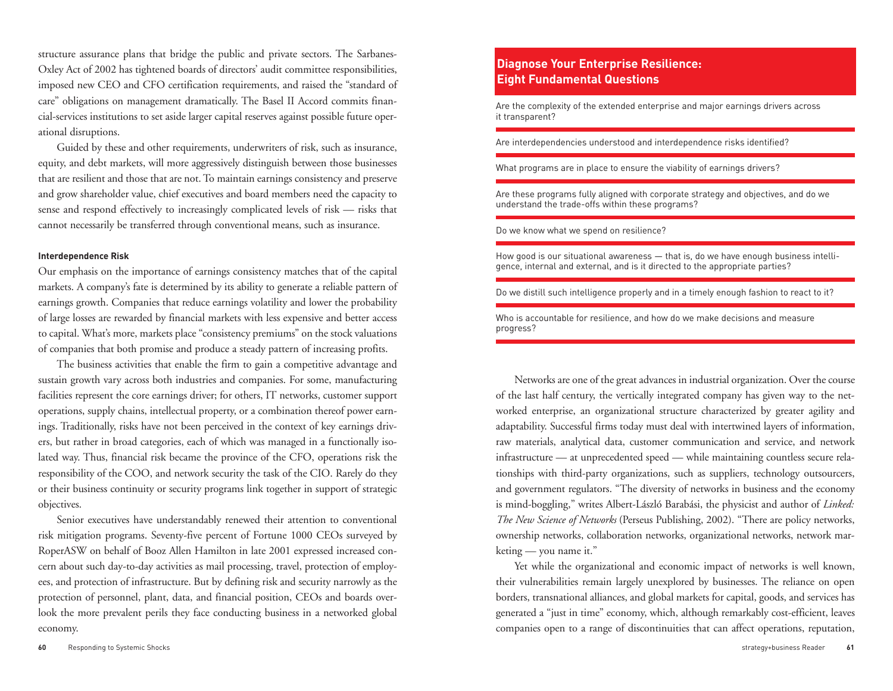structure assurance plans that bridge the public and private sectors. The Sarbanes-Oxley Act of 2002 has tightened boards of directors' audit committee responsibilities, imposed new CEO and CFO certification requirements, and raised the "standard of care" obligations on management dramatically. The Basel II Accord commits financial-services institutions to set aside larger capital reserves against possible future operational disruptions.

Guided by these and other requirements, underwriters of risk, such as insurance, equity, and debt markets, will more aggressively distinguish between those businesses that are resilient and those that are not. To maintain earnings consistency and preserve and grow shareholder value, chief executives and board members need the capacity to sense and respond effectively to increasingly complicated levels of risk — risks that cannot necessarily be transferred through conventional means, such as insurance.

**Interdependence Risk**

Our emphasis on the importance of earnings consistency matches that of the capital markets. A company's fate is determined by its ability to generate a reliable pattern of earnings growth. Companies that reduce earnings volatility and lower the probability of large losses are rewarded by financial markets with less expensive and better access to capital. What's more, markets place "consistency premiums" on the stock valuations of companies that both promise and produce a steady pattern of increasing profits.

The business activities that enable the firm to gain a competitive advantage and sustain growth vary across both industries and companies. For some, manufacturing facilities represent the core earnings driver; for others, IT networks, customer support operations, supply chains, intellectual property, or a combination thereof power earnings. Traditionally, risks have not been perceived in the context of key earnings drivers, but rather in broad categories, each of which was managed in a functionally isolated way. Thus, financial risk became the province of the CFO, operations risk the responsibility of the COO, and network security the task of the CIO. Rarely do they or their business continuity or security programs link together in support of strategic objectives.

Senior executives have understandably renewed their attention to conventional risk mitigation programs. Seventy-five percent of Fortune 1000 CEOs surveyed by RoperASW on behalf of Booz Allen Hamilton in late 2001 expressed increased concern about such day-to-day activities as mail processing, travel, protection of employees, and protection of infrastructure. But by defining risk and security narrowly as the protection of personnel, plant, data, and financial position, CEOs and boards overlook the more prevalent perils they face conducting business in a networked global economy.

**Diagnose Your Enterprise Resilience: Eight Fundamental Questions**

- Are the complexity of the extended enterprise and major earnings drivers across it transparent?
- Are interdependencies understood and interdependence risks identified?
- What programs are in place to ensure the viability of earnings drivers?
- Are these programs fully aligned with corporate strategy and objectives, and do we understand the trade-offs within these programs?
- Do we know what we spend on resilience?
- How good is our situational awareness — that is, do we have enough business intelligence, internal and external, and is it directed to the appropriate parties?
- Do we distill such intelligence properly and in a timely enough fashion to react to it?
- Who is accountable for resilience, and how do we make decisions and measure progress?

Networks are one of the great advances in industrial organization. Over the course of the last half century, the vertically integrated company has given way to the networked enterprise, an organizational structure characterized by greater agility and adaptability. Successful firms today must deal with intertwined layers of information, raw materials, analytical data, customer communication and service, and network infrastructure — at unprecedented speed — while maintaining countless secure relationships with third-party organizations, such as suppliers, technology outsourcers, and government regulators. "The diversity of networks in business and the economy is mind-boggling," writes Albert-László Barabási, the physicist and author of *Linked: The New Science of Networks* (Perseus Publishing, 2002). "There are policy networks, ownership networks, collaboration networks, organizational networks, network marketing — you name it."

Yet while the organizational and economic impact of networks is well known, their vulnerabilities remain largely unexplored by businesses. The reliance on open borders, transnational alliances, and global markets for capital, goods, and services has generated a "just in time" economy, which, although remarkably cost-efficient, leaves companies open to a range of discontinuities that can affect operations, reputation,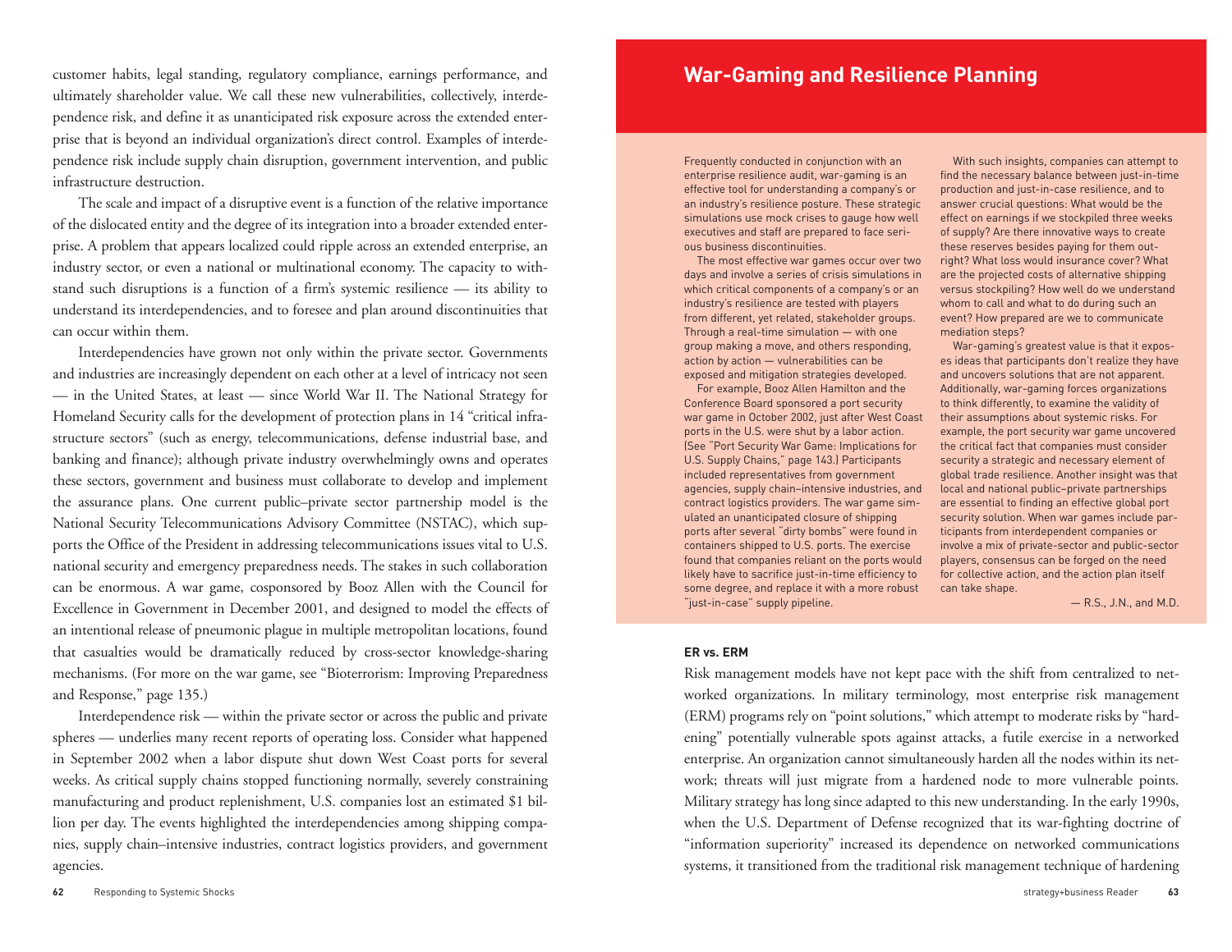customer habits, legal standing, regulatory compliance, earnings performance, and ultimately shareholder value. We call these new vulnerabilities, collectively, interdependence risk, and define it as unanticipated risk exposure across the extended enterprise that is beyond an individual organization's direct control. Examples of interdependence risk include supply chain disruption, government intervention, and public infrastructure destruction.

The scale and impact of a disruptive event is a function of the relative importance of the dislocated entity and the degree of its integration into a broader extended enterprise. A problem that appears localized could ripple across an extended enterprise, an industry sector, or even a national or multinational economy. The capacity to withstand such disruptions is a function of a firm's systemic resilience — its ability to understand its interdependencies, and to foresee and plan around discontinuities that can occur within them.

Interdependencies have grown not only within the private sector. Governments and industries are increasingly dependent on each other at a level of intricacy not seen — in the United States, at least — since World War II. The National Strategy for Homeland Security calls for the development of protection plans in 14 "critical infrastructure sectors" (such as energy, telecommunications, defense industrial base, and banking and finance); although private industry overwhelmingly owns and operates these sectors, government and business must collaborate to develop and implement the assurance plans. One current public–private sector partnership model is the National Security Telecommunications Advisory Committee (NSTAC), which supports the Office of the President in addressing telecommunications issues vital to U.S. national security and emergency preparedness needs. The stakes in such collaboration can be enormous. A war game, cosponsored by Booz Allen with the Council for Excellence in Government in December 2001, and designed to model the effects of an intentional release of pneumonic plague in multiple metropolitan locations, found that casualties would be dramatically reduced by cross-sector knowledge-sharing mechanisms. (For more on the war game, see "Bioterrorism: Improving Preparedness and Response," page 135.)

Interdependence risk — within the private sector or across the public and private spheres — underlies many recent reports of operating loss. Consider what happened in September 2002 when a labor dispute shut down West Coast ports for several weeks. As critical supply chains stopped functioning normally, severely constraining manufacturing and product replenishment, U.S. companies lost an estimated $1 billion per day. The events highlighted the interdependencies among shipping companies, supply chain–intensive industries, contract logistics providers, and government agencies.

## War-Gaming and Resilience Planning

Frequently conducted in conjunction with an enterprise resilience audit, war-gaming is an effective tool for understanding a company's or an industry's resilience posture. These strategic simulations use mock crises to gauge how well executives and staff are prepared to face serious business discontinuities.

The most effective war games occur over two days and involve a series of crisis simulations in which critical components of a company's or an industry's resilience are tested with players from different, yet related, stakeholder groups. Through a real-time simulation — with one group making a move, and others responding, action by action — vulnerabilities can be exposed and mitigation strategies developed.

For example, Booz Allen Hamilton and the Conference Board sponsored a port security war game in October 2002, just after West Coast ports in the U.S. were shut by a labor action. (See "Port Security War Game: Implications for U.S. Supply Chains," page 143.) Participants included representatives from government agencies, supply chain–intensive industries, and contract logistics providers. The war game simulated an unanticipated closure of shipping ports after several "dirty bombs" were found in containers shipped to U.S. ports. The exercise found that companies reliant on the ports would likely have to sacrifice just-in-time efficiency to some degree, and replace it with a more robust "just-in-case" supply pipeline.

With such insights, companies can attempt to find the necessary balance between just-in-time production and just-in-case resilience, and to answer crucial questions: What would be the effect on earnings if we stockpiled three weeks of supply? Are there innovative ways to create these reserves besides paying for them outright? What loss would insurance cover? What are the projected costs of alternative shipping versus stockpiling? How well do we understand whom to call and what to do during such an event? How prepared are we to communicate mediation steps?

War-gaming's greatest value is that it exposes ideas that participants don't realize they have and uncovers solutions that are not apparent. Additionally, war-gaming forces organizations to think differently, to examine the validity of their assumptions about systemic risks. For example, the port security war game uncovered the critical fact that companies must consider security a strategic and necessary element of global trade resilience. Another insight was that local and national public–private partnerships are essential to finding an effective global port security solution. When war games include participants from interdependent companies or involve a mix of private-sector and public-sector players, consensus can be forged on the need for collective action, and the action plan itself can take shape.

— R.S., J.N., and M.D.

### ER vs. ERM

Risk management models have not kept pace with the shift from centralized to networked organizations. In military terminology, most enterprise risk management (ERM) programs rely on "point solutions," which attempt to moderate risks by "hardening" potentially vulnerable spots against attacks, a futile exercise in a networked enterprise. An organization cannot simultaneously harden all the nodes within its network; threats will just migrate from a hardened node to more vulnerable points. Military strategy has long since adapted to this new understanding. In the early 1990s, when the U.S. Department of Defense recognized that its war-fighting doctrine of "information superiority" increased its dependence on networked communications systems, it transitioned from the traditional risk management technique of hardening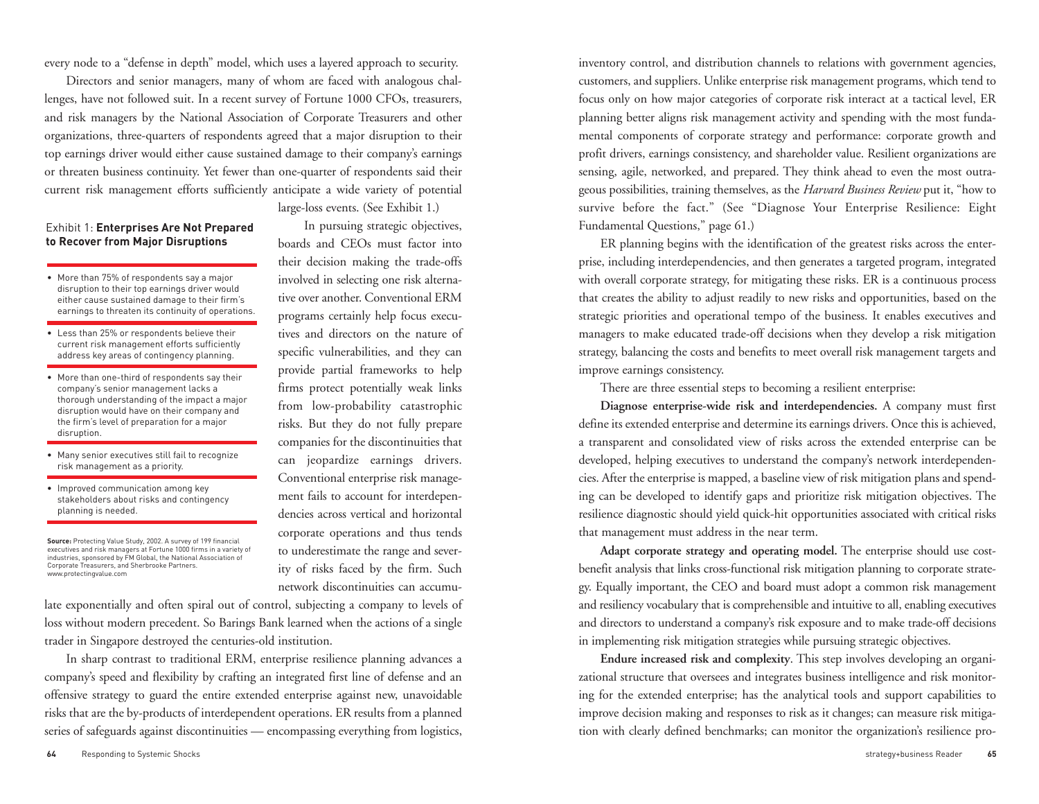every node to a "defense in depth" model, which uses a layered approach to security.

Directors and senior managers, many of whom are faced with analogous challenges, have not followed suit. In a recent survey of Fortune 1000 CFOs, treasurers, and risk managers by the National Association of Corporate Treasurers and other organizations, three-quarters of respondents agreed that a major disruption to their top earnings driver would either cause sustained damage to their company's earnings or threaten business continuity. Yet fewer than one-quarter of respondents said their current risk management efforts sufficiently anticipate a wide variety of potential large-loss events. (See Exhibit 1.)

Exhibit 1: **Enterprises Are Not Prepared to Recover from Major Disruptions**

- More than 75% of respondents say a major disruption to their top earnings driver would either cause sustained damage to their firm's earnings to threaten its continuity of operations.
- Less than 25% or respondents believe their current risk management efforts sufficiently address key areas of contingency planning.
- More than one-third of respondents say their company's senior management lacks a thorough understanding of the impact a major disruption would have on their company and the firm's level of preparation for a major disruption.
- Many senior executives still fail to recognize risk management as a priority.
- Improved communication among key stakeholders about risks and contingency planning is needed.

**Source:** Protecting Value Study, 2002. A survey of 199 financial executives and risk managers at Fortune 1000 firms in a variety of industries, sponsored by FM Global, the National Association of Corporate Treasurers, and Sherbrooke Partners. www.protectingvalue.com

In pursuing strategic objectives, boards and CEOs must factor into their decision making the trade-offs involved in selecting one risk alternative over another. Conventional ERM programs certainly help focus executives and directors on the nature of specific vulnerabilities, and they can provide partial frameworks to help firms protect potentially weak links from low-probability catastrophic risks. But they do not fully prepare companies for the discontinuities that can jeopardize earnings drivers. Conventional enterprise risk management fails to account for interdependencies across vertical and horizontal corporate operations and thus tends to underestimate the range and severity of risks faced by the firm. Such network discontinuities can accumulate exponentially and often spiral out of control, subjecting a company to levels of loss without modern precedent. So Barings Bank learned when the actions of a single trader in Singapore destroyed the centuries-old institution.

In sharp contrast to traditional ERM, enterprise resilience planning advances a company's speed and flexibility by crafting an integrated first line of defense and an offensive strategy to guard the entire extended enterprise against new, unavoidable risks that are the by-products of interdependent operations. ER results from a planned series of safeguards against discontinuities — encompassing everything from logistics, inventory control, and distribution channels to relations with government agencies, customers, and suppliers. Unlike enterprise risk management programs, which tend to focus only on how major categories of corporate risk interact at a tactical level, ER planning better aligns risk management activity and spending with the most fundamental components of corporate strategy and performance: corporate growth and profit drivers, earnings consistency, and shareholder value. Resilient organizations are sensing, agile, networked, and prepared. They think ahead to even the most outrageous possibilities, training themselves, as the *Harvard Business Review* put it, "how to survive before the fact." (See "Diagnose Your Enterprise Resilience: Eight Fundamental Questions," page 61.)

ER planning begins with the identification of the greatest risks across the enterprise, including interdependencies, and then generates a targeted program, integrated with overall corporate strategy, for mitigating these risks. ER is a continuous process that creates the ability to adjust readily to new risks and opportunities, based on the strategic priorities and operational tempo of the business. It enables executives and managers to make educated trade-off decisions when they develop a risk mitigation strategy, balancing the costs and benefits to meet overall risk management targets and improve earnings consistency.

There are three essential steps to becoming a resilient enterprise:

**Diagnose enterprise-wide risk and interdependencies.** A company must first define its extended enterprise and determine its earnings drivers. Once this is achieved, a transparent and consolidated view of risks across the extended enterprise can be developed, helping executives to understand the company's network interdependencies. After the enterprise is mapped, a baseline view of risk mitigation plans and spending can be developed to identify gaps and prioritize risk mitigation objectives. The resilience diagnostic should yield quick-hit opportunities associated with critical risks that management must address in the near term.

**Adapt corporate strategy and operating model.** The enterprise should use cost-benefit analysis that links cross-functional risk mitigation planning to corporate strategy. Equally important, the CEO and board must adopt a common risk management and resiliency vocabulary that is comprehensible and intuitive to all, enabling executives and directors to understand a company's risk exposure and to make trade-off decisions in implementing risk mitigation strategies while pursuing strategic objectives.

**Endure increased risk and complexity**. This step involves developing an organizational structure that oversees and integrates business intelligence and risk monitoring for the extended enterprise; has the analytical tools and support capabilities to improve decision making and responses to risk as it changes; can measure risk mitigation with clearly defined benchmarks; can monitor the organization's resilience pro-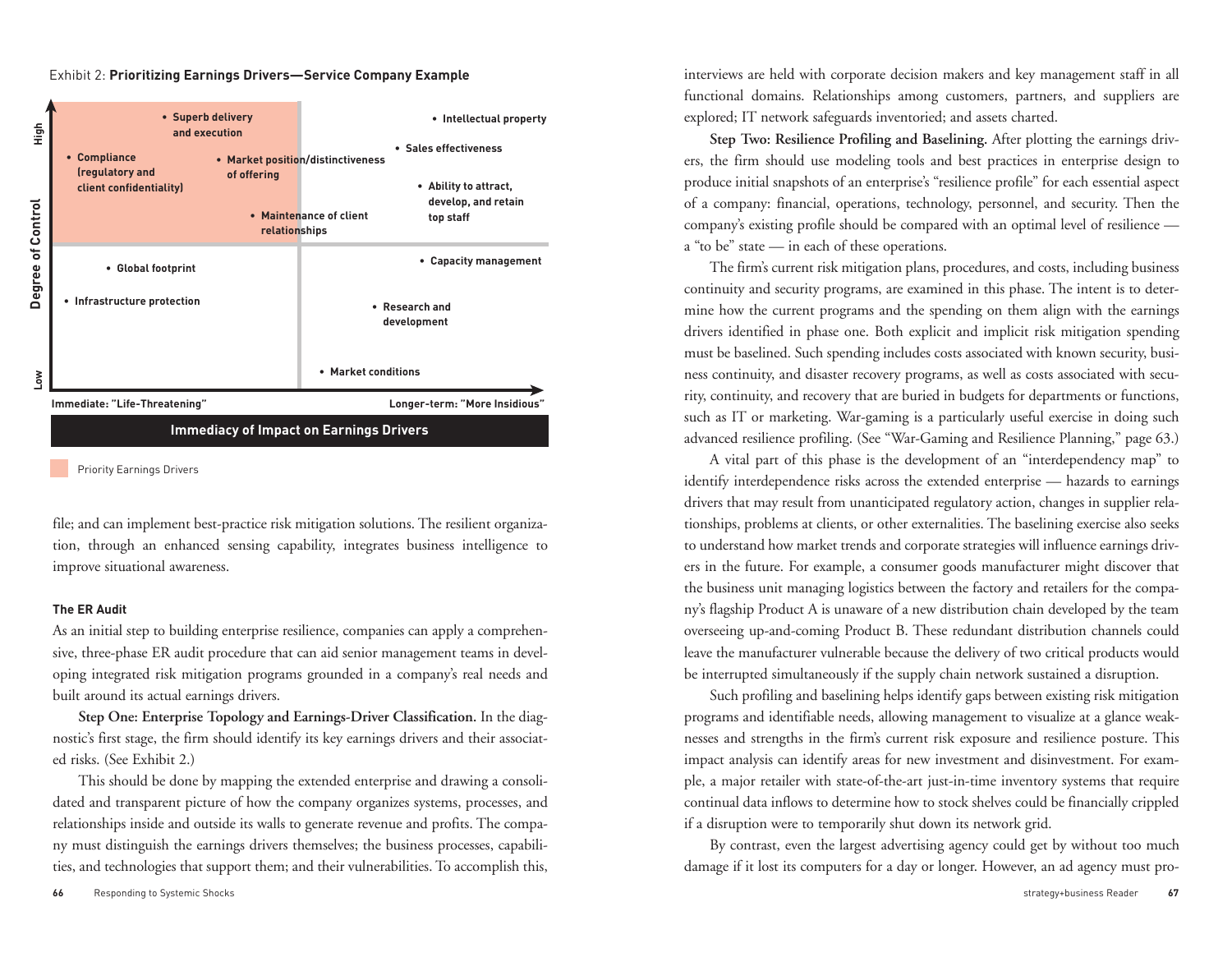Exhibit 2: **Prioritizing Earnings Drivers—Service Company Example**

Degree of Control (Low to High) vs. Immediacy of Impact on Earnings Drivers (Immediate: "Life-Threatening" to Longer-term: "More Insidious")

**Priority Earnings Drivers (high control, immediate impact):**
- Superb delivery and execution
- Compliance (regulatory and client confidentiality)
- Market position/distinctiveness of offering
- Maintenance of client relationships

**High control, longer-term impact:**
- Intellectual property
- Sales effectiveness
- Ability to attract, develop, and retain top staff

**Low control, immediate impact:**
- Global footprint
- Infrastructure protection

**Low control, longer-term impact:**
- Capacity management
- Research and development
- Market conditions

Priority Earnings Drivers

file; and can implement best-practice risk mitigation solutions. The resilient organization, through an enhanced sensing capability, integrates business intelligence to improve situational awareness.

### The ER Audit

As an initial step to building enterprise resilience, companies can apply a comprehensive, three-phase ER audit procedure that can aid senior management teams in developing integrated risk mitigation programs grounded in a company's real needs and built around its actual earnings drivers.

**Step One: Enterprise Topology and Earnings-Driver Classification.** In the diagnostic's first stage, the firm should identify its key earnings drivers and their associated risks. (See Exhibit 2.)

This should be done by mapping the extended enterprise and drawing a consolidated and transparent picture of how the company organizes systems, processes, and relationships inside and outside its walls to generate revenue and profits. The company must distinguish the earnings drivers themselves; the business processes, capabilities, and technologies that support them; and their vulnerabilities. To accomplish this, interviews are held with corporate decision makers and key management staff in all functional domains. Relationships among customers, partners, and suppliers are explored; IT network safeguards inventoried; and assets charted.

**Step Two: Resilience Profiling and Baselining.** After plotting the earnings drivers, the firm should use modeling tools and best practices in enterprise design to produce initial snapshots of an enterprise's "resilience profile" for each essential aspect of a company: financial, operations, technology, personnel, and security. Then the company's existing profile should be compared with an optimal level of resilience — a "to be" state — in each of these operations.

The firm's current risk mitigation plans, procedures, and costs, including business continuity and security programs, are examined in this phase. The intent is to determine how the current programs and the spending on them align with the earnings drivers identified in phase one. Both explicit and implicit risk mitigation spending must be baselined. Such spending includes costs associated with known security, business continuity, and disaster recovery programs, as well as costs associated with security, continuity, and recovery that are buried in budgets for departments or functions, such as IT or marketing. War-gaming is a particularly useful exercise in doing such advanced resilience profiling. (See "War-Gaming and Resilience Planning," page 63.)

A vital part of this phase is the development of an "interdependency map" to identify interdependence risks across the extended enterprise — hazards to earnings drivers that may result from unanticipated regulatory action, changes in supplier relationships, problems at clients, or other externalities. The baselining exercise also seeks to understand how market trends and corporate strategies will influence earnings drivers in the future. For example, a consumer goods manufacturer might discover that the business unit managing logistics between the factory and retailers for the company's flagship Product A is unaware of a new distribution chain developed by the team overseeing up-and-coming Product B. These redundant distribution channels could leave the manufacturer vulnerable because the delivery of two critical products would be interrupted simultaneously if the supply chain network sustained a disruption.

Such profiling and baselining helps identify gaps between existing risk mitigation programs and identifiable needs, allowing management to visualize at a glance weaknesses and strengths in the firm's current risk exposure and resilience posture. This impact analysis can identify areas for new investment and disinvestment. For example, a major retailer with state-of-the-art just-in-time inventory systems that require continual data inflows to determine how to stock shelves could be financially crippled if a disruption were to temporarily shut down its network grid.

By contrast, even the largest advertising agency could get by without too much damage if it lost its computers for a day or longer. However, an ad agency must pro-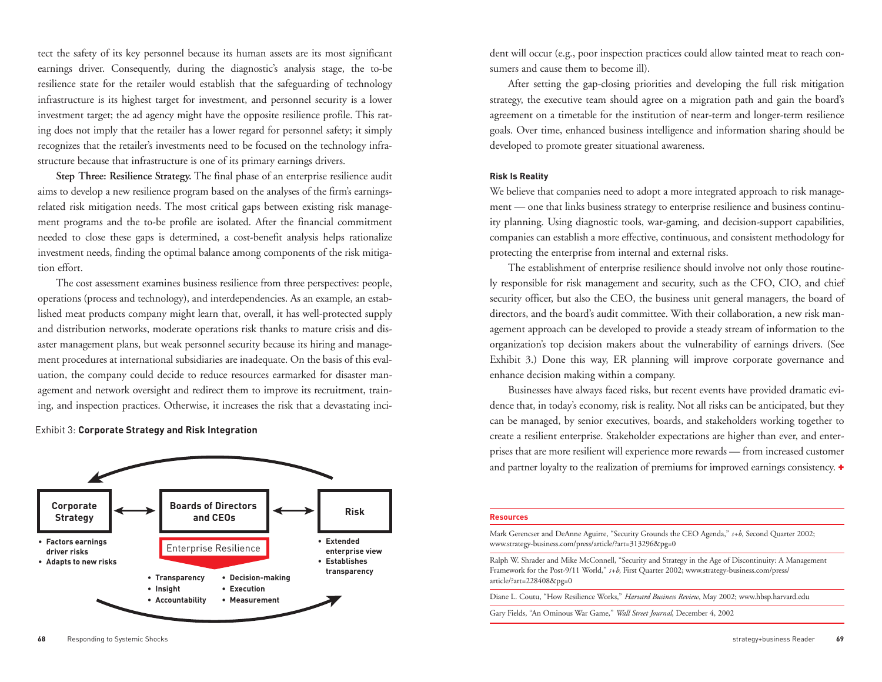tect the safety of its key personnel because its human assets are its most significant earnings driver. Consequently, during the diagnostic's analysis stage, the to-be resilience state for the retailer would establish that the safeguarding of technology infrastructure is its highest target for investment, and personnel security is a lower investment target; the ad agency might have the opposite resilience profile. This rating does not imply that the retailer has a lower regard for personnel safety; it simply recognizes that the retailer's investments need to be focused on the technology infrastructure because that infrastructure is one of its primary earnings drivers.

**Step Three: Resilience Strategy.** The final phase of an enterprise resilience audit aims to develop a new resilience program based on the analyses of the firm's earnings-related risk mitigation needs. The most critical gaps between existing risk management programs and the to-be profile are isolated. After the financial commitment needed to close these gaps is determined, a cost-benefit analysis helps rationalize investment needs, finding the optimal balance among components of the risk mitigation effort.

The cost assessment examines business resilience from three perspectives: people, operations (process and technology), and interdependencies. As an example, an established meat products company might learn that, overall, it has well-protected supply and distribution networks, moderate operations risk thanks to mature crisis and disaster management plans, but weak personnel security because its hiring and management procedures at international subsidiaries are inadequate. On the basis of this evaluation, the company could decide to reduce resources earmarked for disaster management and network oversight and redirect them to improve its recruitment, training, and inspection practices. Otherwise, it increases the risk that a devastating incident will occur (e.g., poor inspection practices could allow tainted meat to reach consumers and cause them to become ill).

Exhibit 3: **Corporate Strategy and Risk Integration**

Corporate Strategy
- Factors earnings driver risks
- Adapts to new risks

Boards of Directors and CEOs

Enterprise Resilience
- Transparency
- Insight
- Accountability
- Decision-making
- Execution
- Measurement

Risk
- Extended enterprise view
- Establishes transparency

After setting the gap-closing priorities and developing the full risk mitigation strategy, the executive team should agree on a migration path and gain the board's agreement on a timetable for the institution of near-term and longer-term resilience goals. Over time, enhanced business intelligence and information sharing should be developed to promote greater situational awareness.

### Risk Is Reality

We believe that companies need to adopt a more integrated approach to risk management — one that links business strategy to enterprise resilience and business continuity planning. Using diagnostic tools, war-gaming, and decision-support capabilities, companies can establish a more effective, continuous, and consistent methodology for protecting the enterprise from internal and external risks.

The establishment of enterprise resilience should involve not only those routinely responsible for risk management and security, such as the CFO, CIO, and chief security officer, but also the CEO, the business unit general managers, the board of directors, and the board's audit committee. With their collaboration, a new risk management approach can be developed to provide a steady stream of information to the organization's top decision makers about the vulnerability of earnings drivers. (See Exhibit 3.) Done this way, ER planning will improve corporate governance and enhance decision making within a company.

Businesses have always faced risks, but recent events have provided dramatic evidence that, in today's economy, risk is reality. Not all risks can be anticipated, but they can be managed, by senior executives, boards, and stakeholders working together to create a resilient enterprise. Stakeholder expectations are higher than ever, and enterprises that are more resilient will experience more rewards — from increased customer and partner loyalty to the realization of premiums for improved earnings consistency. +

### Resources

Mark Gerencser and DeAnne Aguirre, "Security Grounds the CEO Agenda," *s+b*, Second Quarter 2002; www.strategy-business.com/press/article/?art=313296&pg=0

Ralph W. Shrader and Mike McConnell, "Security and Strategy in the Age of Discontinuity: A Management Framework for the Post-9/11 World," *s+b*, First Quarter 2002; www.strategy-business.com/press/article/?art=228408&pg=0

Diane L. Coutu, "How Resilience Works," *Harvard Business Review*, May 2002; www.hbsp.harvard.edu

Gary Fields, "An Ominous War Game," *Wall Street Journal*, December 4, 2002